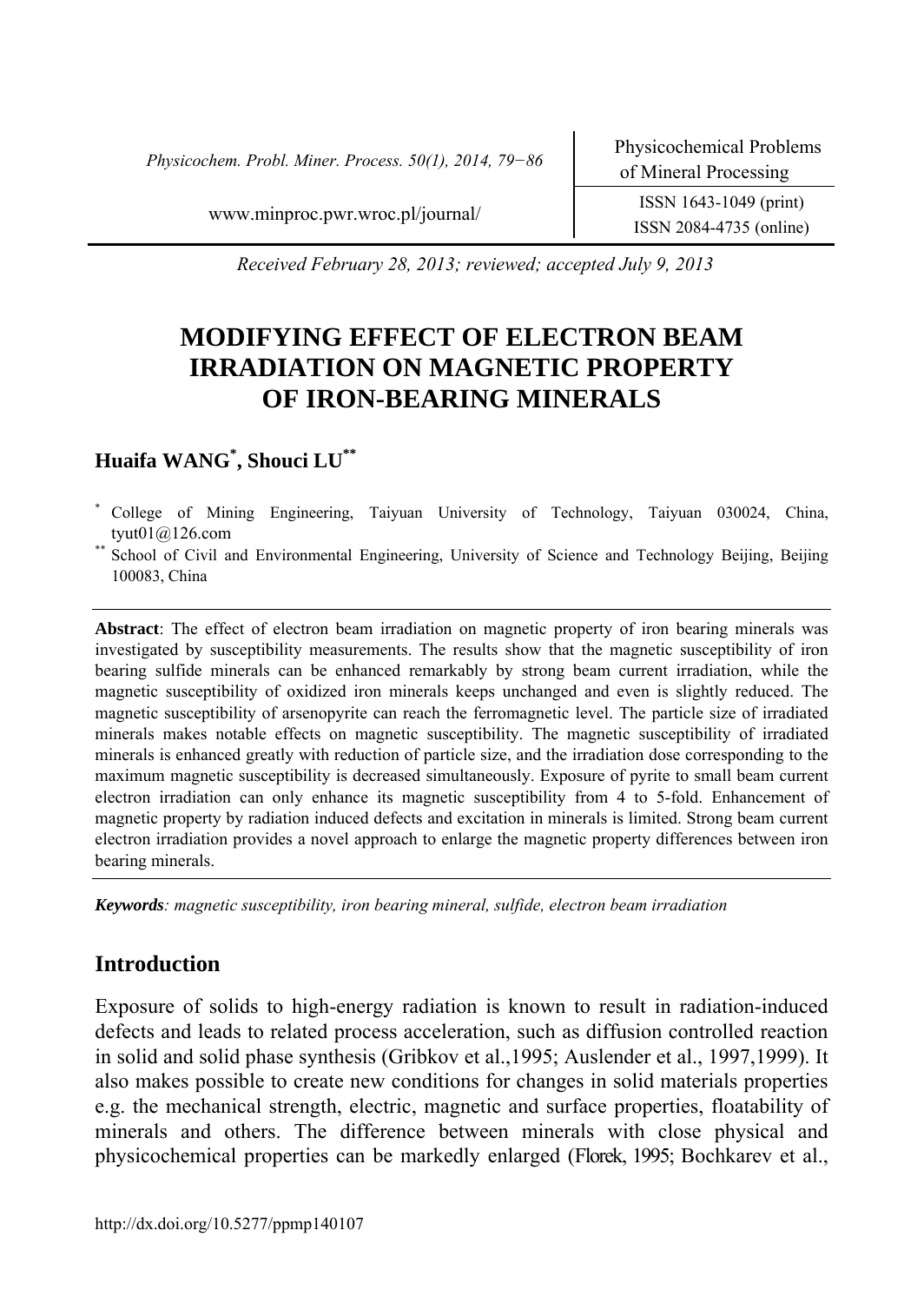Received February 28, 2013; reviewed; accepted July 9, 2013

# MODIFYING EFFECT OF ELECTRON BEAM IRRADIATION ON MAGNETIC PROPERTY OF IRON-BEARING MINERALS

**Huaifa WANG[*], Shouci LU[**]**

[*] College of Mining Engineering, Taiyuan University of Technology, Taiyuan 030024, China, tyut01@126.com

[**] School of Civil and Environmental Engineering, University of Science and Technology Beijing, Beijing 100083, China

**Abstract**: The effect of electron beam irradiation on magnetic property of iron bearing minerals was investigated by susceptibility measurements. The results show that the magnetic susceptibility of iron bearing sulfide minerals can be enhanced remarkably by strong beam current irradiation, while the magnetic susceptibility of oxidized iron minerals keeps unchanged and even is slightly reduced. The magnetic susceptibility of arsenopyrite can reach the ferromagnetic level. The particle size of irradiated minerals makes notable effects on magnetic susceptibility. The magnetic susceptibility of irradiated minerals is enhanced greatly with reduction of particle size, and the irradiation dose corresponding to the maximum magnetic susceptibility is decreased simultaneously. Exposure of pyrite to small beam current electron irradiation can only enhance its magnetic susceptibility from 4 to 5-fold. Enhancement of magnetic property by radiation induced defects and excitation in minerals is limited. Strong beam current electron irradiation provides a novel approach to enlarge the magnetic property differences between iron bearing minerals.

***Keywords****: magnetic susceptibility, iron bearing mineral, sulfide, electron beam irradiation*

## Introduction

Exposure of solids to high-energy radiation is known to result in radiation-induced defects and leads to related process acceleration, such as diffusion controlled reaction in solid and solid phase synthesis (Gribkov et al.,1995; Auslender et al., 1997,1999). It also makes possible to create new conditions for changes in solid materials properties e.g. the mechanical strength, electric, magnetic and surface properties, floatability of minerals and others. The difference between minerals with close physical and physicochemical properties can be markedly enlarged (Florek, 1995; Bochkarev et al.,

http://dx.doi.org/10.5277/ppmp140107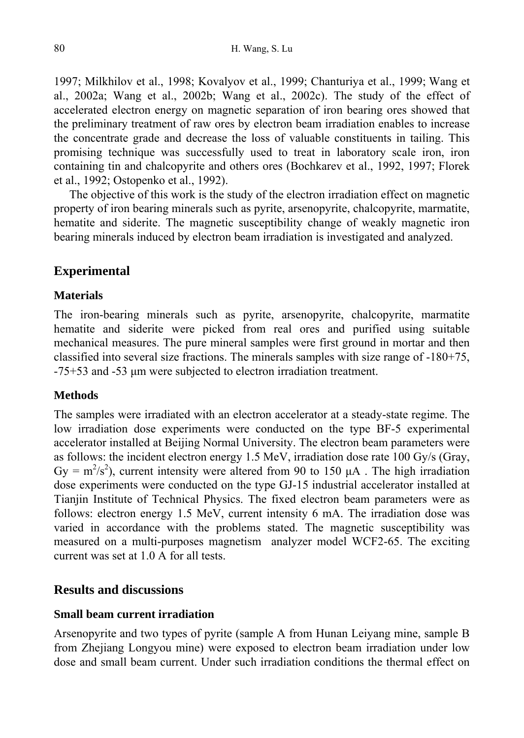1997; Milkhilov et al., 1998; Kovalyov et al., 1999; Chanturiya et al., 1999; Wang et al., 2002a; Wang et al., 2002b; Wang et al., 2002c). The study of the effect of accelerated electron energy on magnetic separation of iron bearing ores showed that the preliminary treatment of raw ores by electron beam irradiation enables to increase the concentrate grade and decrease the loss of valuable constituents in tailing. This promising technique was successfully used to treat in laboratory scale iron, iron containing tin and chalcopyrite and others ores (Bochkarev et al., 1992, 1997; Florek et al., 1992; Ostopenko et al., 1992).

The objective of this work is the study of the electron irradiation effect on magnetic property of iron bearing minerals such as pyrite, arsenopyrite, chalcopyrite, marmatite, hematite and siderite. The magnetic susceptibility change of weakly magnetic iron bearing minerals induced by electron beam irradiation is investigated and analyzed.

## Experimental

### Materials

The iron-bearing minerals such as pyrite, arsenopyrite, chalcopyrite, marmatite hematite and siderite were picked from real ores and purified using suitable mechanical measures. The pure mineral samples were first ground in mortar and then classified into several size fractions. The minerals samples with size range of -180+75, -75+53 and -53 μm were subjected to electron irradiation treatment.

### Methods

The samples were irradiated with an electron accelerator at a steady-state regime. The low irradiation dose experiments were conducted on the type BF-5 experimental accelerator installed at Beijing Normal University. The electron beam parameters were as follows: the incident electron energy 1.5 MeV, irradiation dose rate 100 Gy/s (Gray, Gy = $m^2/s^2$), current intensity were altered from 90 to 150 μA . The high irradiation dose experiments were conducted on the type GJ-15 industrial accelerator installed at Tianjin Institute of Technical Physics. The fixed electron beam parameters were as follows: electron energy 1.5 MeV, current intensity 6 mA. The irradiation dose was varied in accordance with the problems stated. The magnetic susceptibility was measured on a multi-purposes magnetism analyzer model WCF2-65. The exciting current was set at 1.0 A for all tests.

## Results and discussions

### Small beam current irradiation

Arsenopyrite and two types of pyrite (sample A from Hunan Leiyang mine, sample B from Zhejiang Longyou mine) were exposed to electron beam irradiation under low dose and small beam current. Under such irradiation conditions the thermal effect on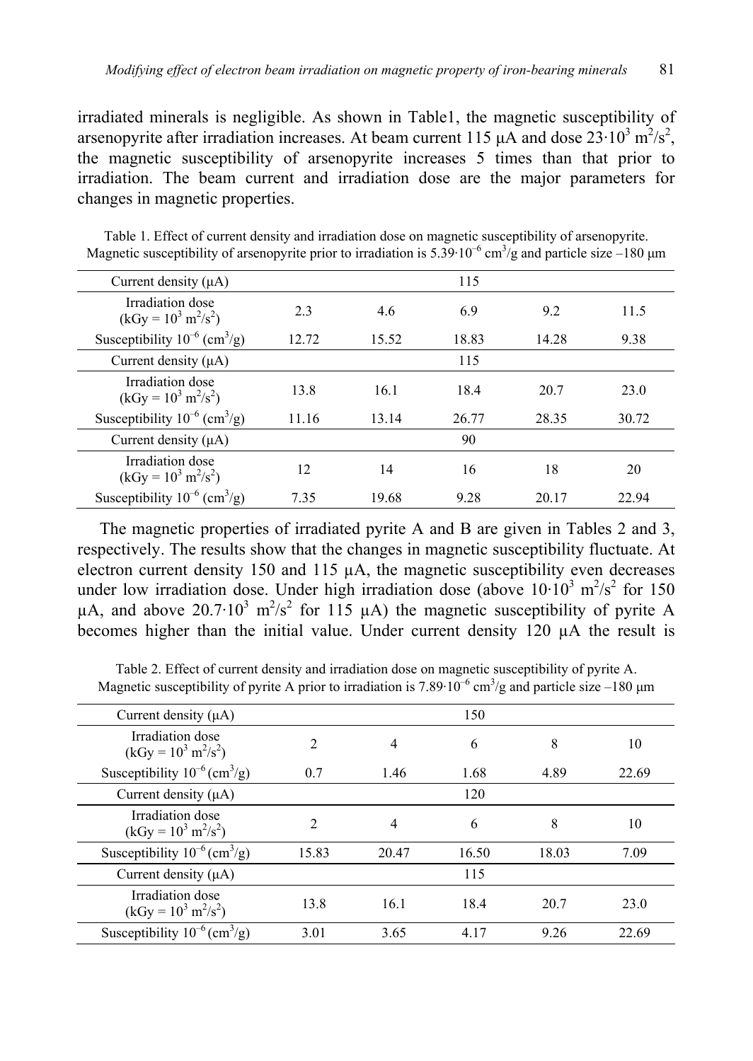irradiated minerals is negligible. As shown in Table1, the magnetic susceptibility of arsenopyrite after irradiation increases. At beam current 115 μA and dose $23 \cdot 10^3$ m$^2$/s$^2$, the magnetic susceptibility of arsenopyrite increases 5 times than that prior to irradiation. The beam current and irradiation dose are the major parameters for changes in magnetic properties.

Table 1. Effect of current density and irradiation dose on magnetic susceptibility of arsenopyrite. Magnetic susceptibility of arsenopyrite prior to irradiation is $5.39 \cdot 10^{-6}$ cm$^3$/g and particle size –180 μm

| Current density (μA) | 115 | | | | |
|---|---|---|---|---|---|
| Irradiation dose (kGy = $10^3$ m$^2$/s$^2$) | 2.3 | 4.6 | 6.9 | 9.2 | 11.5 |
| Susceptibility $10^{-6}$ (cm$^3$/g) | 12.72 | 15.52 | 18.83 | 14.28 | 9.38 |
| Current density (μA) | 115 | | | | |
| Irradiation dose (kGy = $10^3$ m$^2$/s$^2$) | 13.8 | 16.1 | 18.4 | 20.7 | 23.0 |
| Susceptibility $10^{-6}$ (cm$^3$/g) | 11.16 | 13.14 | 26.77 | 28.35 | 30.72 |
| Current density (μA) | 90 | | | | |
| Irradiation dose (kGy = $10^3$ m$^2$/s$^2$) | 12 | 14 | 16 | 18 | 20 |
| Susceptibility $10^{-6}$ (cm$^3$/g) | 7.35 | 19.68 | 9.28 | 20.17 | 22.94 |

The magnetic properties of irradiated pyrite A and B are given in Tables 2 and 3, respectively. The results show that the changes in magnetic susceptibility fluctuate. At electron current density 150 and 115 μA, the magnetic susceptibility even decreases under low irradiation dose. Under high irradiation dose (above $10 \cdot 10^3$ m$^2$/s$^2$ for 150 μA, and above $20.7 \cdot 10^3$ m$^2$/s$^2$ for 115 μA) the magnetic susceptibility of pyrite A becomes higher than the initial value. Under current density 120 μA the result is

Table 2. Effect of current density and irradiation dose on magnetic susceptibility of pyrite A. Magnetic susceptibility of pyrite A prior to irradiation is $7.89 \cdot 10^{-6}$ cm$^3$/g and particle size –180 μm

| Current density (μA) | 150 | | | | |
|---|---|---|---|---|---|
| Irradiation dose (kGy = $10^3$ m$^2$/s$^2$) | 2 | 4 | 6 | 8 | 10 |
| Susceptibility $10^{-6}$ (cm$^3$/g) | 0.7 | 1.46 | 1.68 | 4.89 | 22.69 |
| Current density (μA) | 120 | | | | |
| Irradiation dose (kGy = $10^3$ m$^2$/s$^2$) | 2 | 4 | 6 | 8 | 10 |
| Susceptibility $10^{-6}$ (cm$^3$/g) | 15.83 | 20.47 | 16.50 | 18.03 | 7.09 |
| Current density (μA) | 115 | | | | |
| Irradiation dose (kGy = $10^3$ m$^2$/s$^2$) | 13.8 | 16.1 | 18.4 | 20.7 | 23.0 |
| Susceptibility $10^{-6}$ (cm$^3$/g) | 3.01 | 3.65 | 4.17 | 9.26 | 22.69 |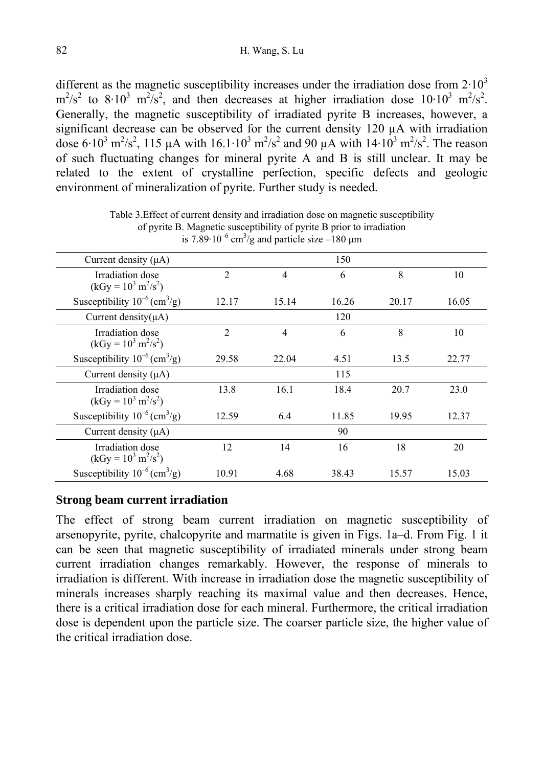different as the magnetic susceptibility increases under the irradiation dose from $2 \cdot 10^3$ $m^2/s^2$ to $8 \cdot 10^3$ $m^2/s^2$, and then decreases at higher irradiation dose $10 \cdot 10^3$ $m^2/s^2$. Generally, the magnetic susceptibility of irradiated pyrite B increases, however, a significant decrease can be observed for the current density 120 μA with irradiation dose $6 \cdot 10^3$ $m^2/s^2$, 115 μA with $16.1 \cdot 10^3$ $m^2/s^2$ and 90 μA with $14 \cdot 10^3$ $m^2/s^2$. The reason of such fluctuating changes for mineral pyrite A and B is still unclear. It may be related to the extent of crystalline perfection, specific defects and geologic environment of mineralization of pyrite. Further study is needed.

Table 3.Effect of current density and irradiation dose on magnetic susceptibility of pyrite B. Magnetic susceptibility of pyrite B prior to irradiation is $7.89 \cdot 10^{-6}$ $cm^3/g$ and particle size –180 μm

| Current density (μA) | 150 | | | | |
|---|---|---|---|---|---|
| Irradiation dose (kGy = $10^3$ $m^2/s^2$) | 2 | 4 | 6 | 8 | 10 |
| Susceptibility $10^{-6}$ ($cm^3/g$) | 12.17 | 15.14 | 16.26 | 20.17 | 16.05 |
| Current density(μA) | 120 | | | | |
| Irradiation dose (kGy = $10^3$ $m^2/s^2$) | 2 | 4 | 6 | 8 | 10 |
| Susceptibility $10^{-6}$ ($cm^3/g$) | 29.58 | 22.04 | 4.51 | 13.5 | 22.77 |
| Current density (μA) | 115 | | | | |
| Irradiation dose (kGy = $10^3$ $m^2/s^2$) | 13.8 | 16.1 | 18.4 | 20.7 | 23.0 |
| Susceptibility $10^{-6}$ ($cm^3/g$) | 12.59 | 6.4 | 11.85 | 19.95 | 12.37 |
| Current density (μA) | 90 | | | | |
| Irradiation dose (kGy = $10^3$ $m^2/s^2$) | 12 | 14 | 16 | 18 | 20 |
| Susceptibility $10^{-6}$ ($cm^3/g$) | 10.91 | 4.68 | 38.43 | 15.57 | 15.03 |

### Strong beam current irradiation

The effect of strong beam current irradiation on magnetic susceptibility of arsenopyrite, pyrite, chalcopyrite and marmatite is given in Figs. 1a–d. From Fig. 1 it can be seen that magnetic susceptibility of irradiated minerals under strong beam current irradiation changes remarkably. However, the response of minerals to irradiation is different. With increase in irradiation dose the magnetic susceptibility of minerals increases sharply reaching its maximal value and then decreases. Hence, there is a critical irradiation dose for each mineral. Furthermore, the critical irradiation dose is dependent upon the particle size. The coarser particle size, the higher value of the critical irradiation dose.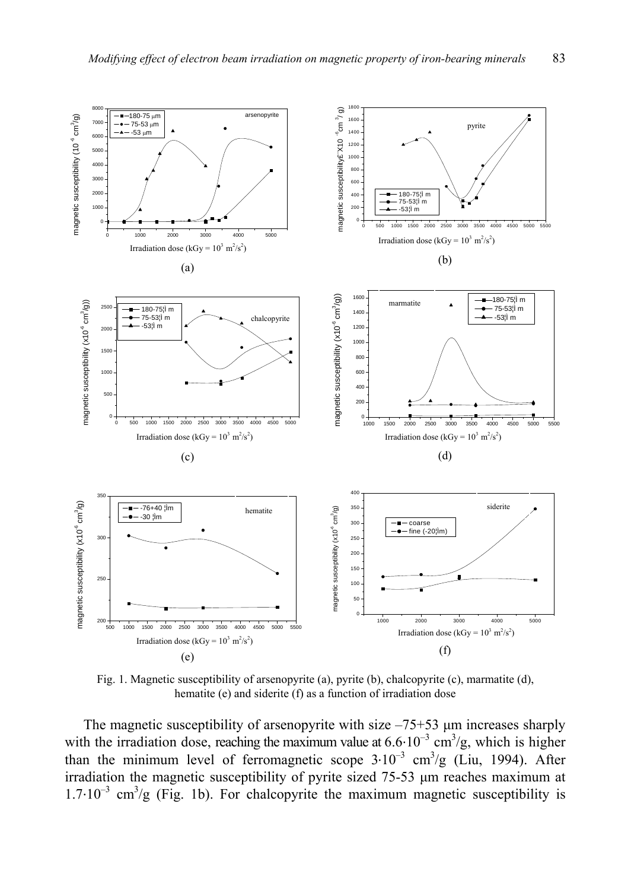Fig. 1. Magnetic susceptibility of arsenopyrite (a), pyrite (b), chalcopyrite (c), marmatite (d), hematite (e) and siderite (f) as a function of irradiation dose

The magnetic susceptibility of arsenopyrite with size –75+53 μm increases sharply with the irradiation dose, reaching the maximum value at $6.6 \cdot 10^{-3}$ cm$^3$/g, which is higher than the minimum level of ferromagnetic scope $3 \cdot 10^{-3}$ cm$^3$/g (Liu, 1994). After irradiation the magnetic susceptibility of pyrite sized 75-53 μm reaches maximum at $1.7 \cdot 10^{-3}$ cm$^3$/g (Fig. 1b). For chalcopyrite the maximum magnetic susceptibility is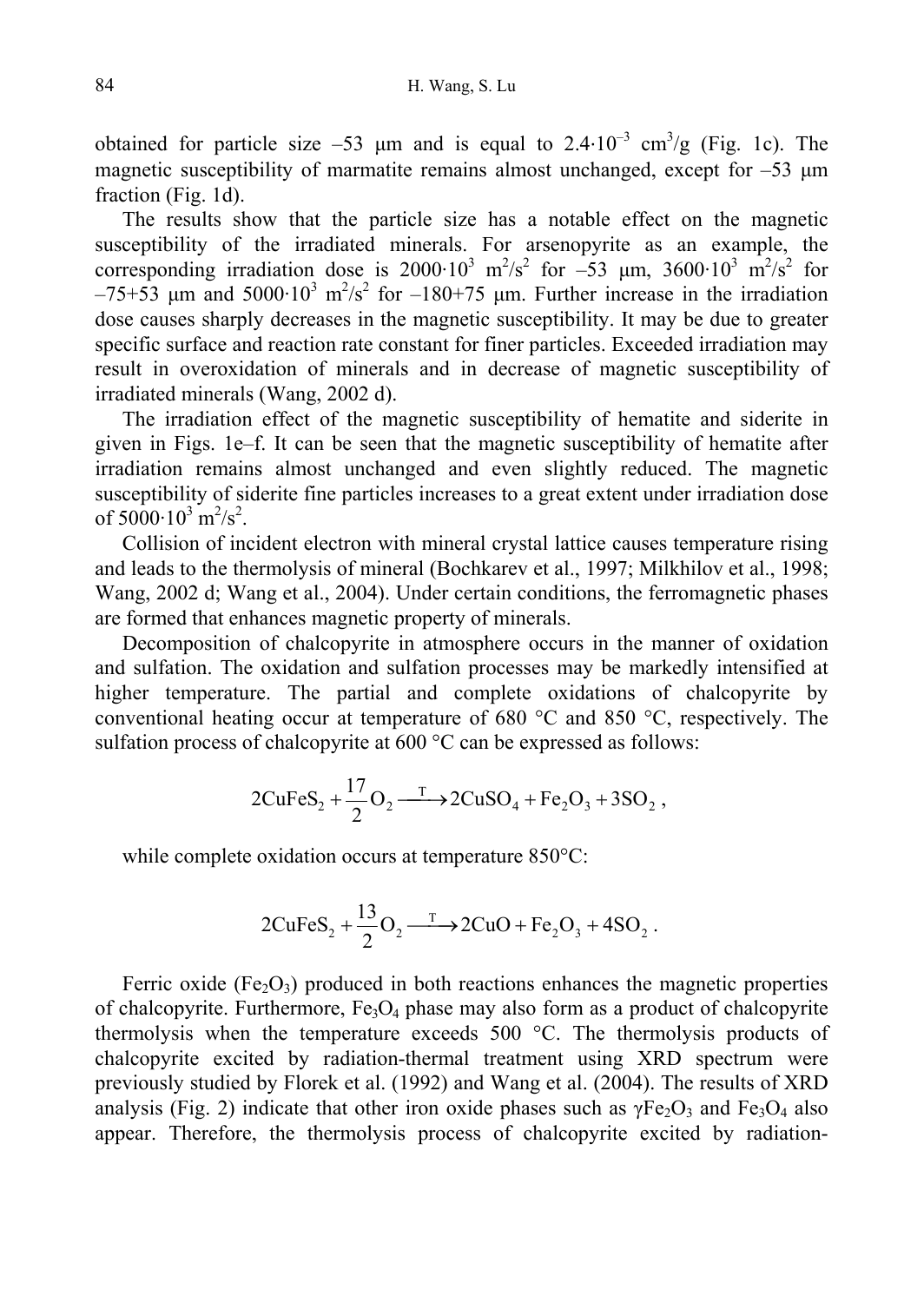obtained for particle size –53 μm and is equal to $2.4 \cdot 10^{-3}$ $cm^3/g$ (Fig. 1c). The magnetic susceptibility of marmatite remains almost unchanged, except for –53 μm fraction (Fig. 1d).

The results show that the particle size has a notable effect on the magnetic susceptibility of the irradiated minerals. For arsenopyrite as an example, the corresponding irradiation dose is $2000 \cdot 10^3$ $m^2/s^2$ for –53 μm, $3600 \cdot 10^3$ $m^2/s^2$ for –75+53 μm and $5000 \cdot 10^3$ $m^2/s^2$ for –180+75 μm. Further increase in the irradiation dose causes sharply decreases in the magnetic susceptibility. It may be due to greater specific surface and reaction rate constant for finer particles. Exceeded irradiation may result in overoxidation of minerals and in decrease of magnetic susceptibility of irradiated minerals (Wang, 2002 d).

The irradiation effect of the magnetic susceptibility of hematite and siderite in given in Figs. 1e–f. It can be seen that the magnetic susceptibility of hematite after irradiation remains almost unchanged and even slightly reduced. The magnetic susceptibility of siderite fine particles increases to a great extent under irradiation dose of $5000 \cdot 10^3$ $m^2/s^2$.

Collision of incident electron with mineral crystal lattice causes temperature rising and leads to the thermolysis of mineral (Bochkarev et al., 1997; Milkhilov et al., 1998; Wang, 2002 d; Wang et al., 2004). Under certain conditions, the ferromagnetic phases are formed that enhances magnetic property of minerals.

Decomposition of chalcopyrite in atmosphere occurs in the manner of oxidation and sulfation. The oxidation and sulfation processes may be markedly intensified at higher temperature. The partial and complete oxidations of chalcopyrite by conventional heating occur at temperature of 680 °C and 850 °C, respectively. The sulfation process of chalcopyrite at 600 °C can be expressed as follows:

$$2CuFeS_2 + \frac{17}{2}O_2 \xrightarrow{T} 2CuSO_4 + Fe_2O_3 + 3SO_2 ,$$

while complete oxidation occurs at temperature 850°C:

$$2CuFeS_2 + \frac{13}{2}O_2 \xrightarrow{T} 2CuO + Fe_2O_3 + 4SO_2 .$$

Ferric oxide ($Fe_2O_3$) produced in both reactions enhances the magnetic properties of chalcopyrite. Furthermore, $Fe_3O_4$ phase may also form as a product of chalcopyrite thermolysis when the temperature exceeds 500 °C. The thermolysis products of chalcopyrite excited by radiation-thermal treatment using XRD spectrum were previously studied by Florek et al. (1992) and Wang et al. (2004). The results of XRD analysis (Fig. 2) indicate that other iron oxide phases such as $\gamma Fe_2O_3$ and $Fe_3O_4$ also appear. Therefore, the thermolysis process of chalcopyrite excited by radiation-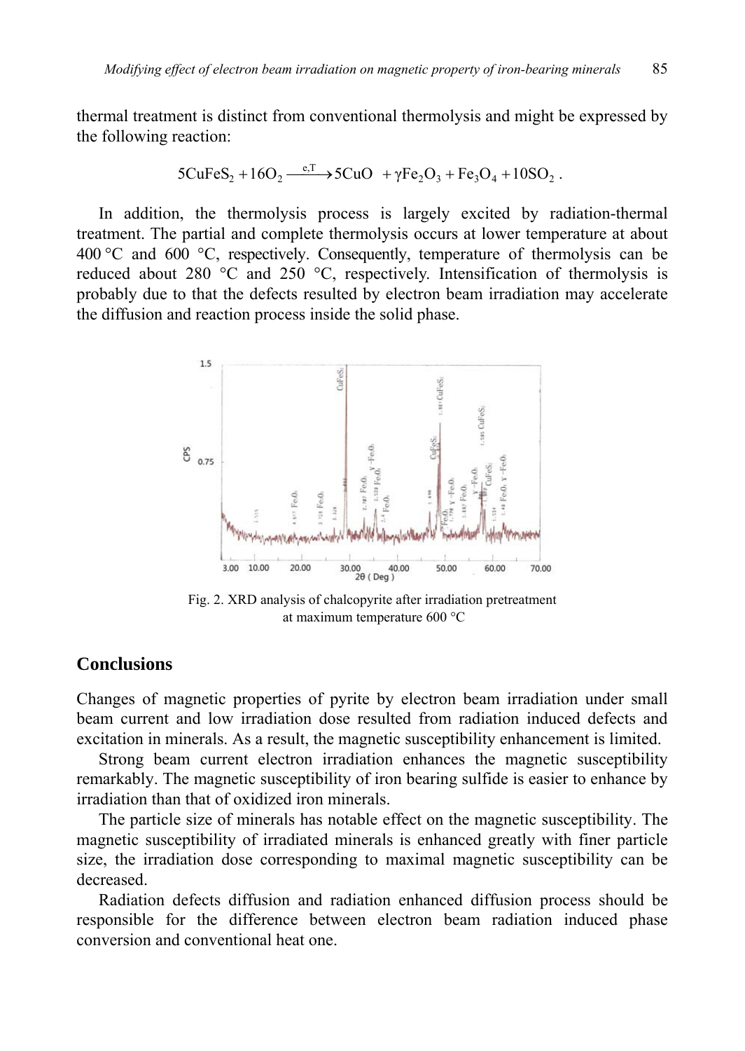thermal treatment is distinct from conventional thermolysis and might be expressed by the following reaction:

$$5CuFeS_2 + 16O_2 \xrightarrow{e,T} 5CuO + \gamma Fe_2O_3 + Fe_3O_4 + 10SO_2 .$$

In addition, the thermolysis process is largely excited by radiation-thermal treatment. The partial and complete thermolysis occurs at lower temperature at about 400 °C and 600 °C, respectively. Consequently, temperature of thermolysis can be reduced about 280 °C and 250 °C, respectively. Intensification of thermolysis is probably due to that the defects resulted by electron beam irradiation may accelerate the diffusion and reaction process inside the solid phase.

Fig. 2. XRD analysis of chalcopyrite after irradiation pretreatment at maximum temperature 600 °C

## Conclusions

Changes of magnetic properties of pyrite by electron beam irradiation under small beam current and low irradiation dose resulted from radiation induced defects and excitation in minerals. As a result, the magnetic susceptibility enhancement is limited.

Strong beam current electron irradiation enhances the magnetic susceptibility remarkably. The magnetic susceptibility of iron bearing sulfide is easier to enhance by irradiation than that of oxidized iron minerals.

The particle size of minerals has notable effect on the magnetic susceptibility. The magnetic susceptibility of irradiated minerals is enhanced greatly with finer particle size, the irradiation dose corresponding to maximal magnetic susceptibility can be decreased.

Radiation defects diffusion and radiation enhanced diffusion process should be responsible for the difference between electron beam radiation induced phase conversion and conventional heat one.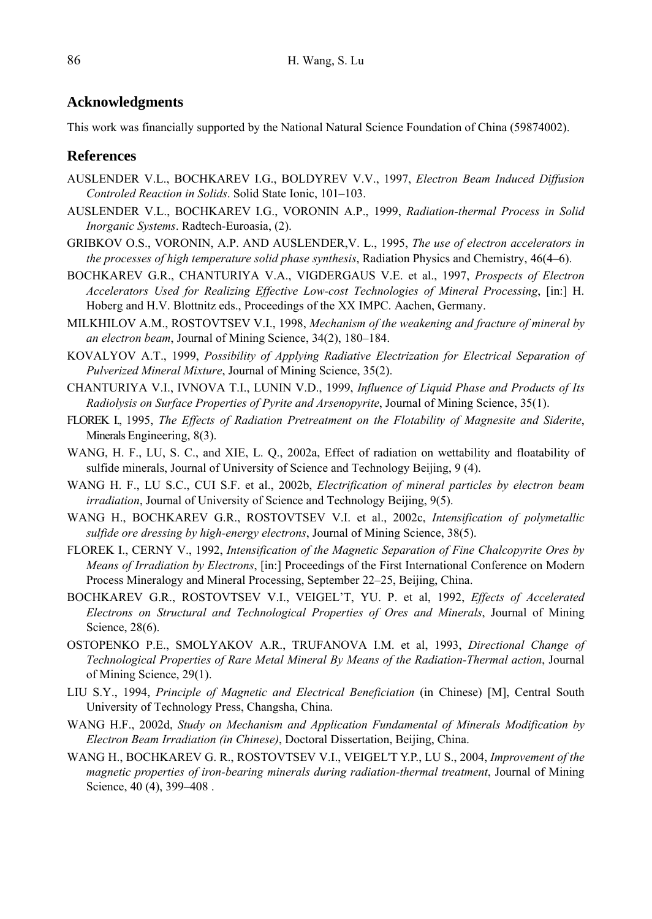## Acknowledgments

This work was financially supported by the National Natural Science Foundation of China (59874002).

## References

AUSLENDER V.L., BOCHKAREV I.G., BOLDYREV V.V., 1997, *Electron Beam Induced Diffusion Controled Reaction in Solids*. Solid State Ionic, 101–103.

AUSLENDER V.L., BOCHKAREV I.G., VORONIN A.P., 1999, *Radiation-thermal Process in Solid Inorganic Systems*. Radtech-Euroasia, (2).

GRIBKOV O.S., VORONIN, A.P. AND AUSLENDER,V. L., 1995, *The use of electron accelerators in the processes of high temperature solid phase synthesis*, Radiation Physics and Chemistry, 46(4–6).

BOCHKAREV G.R., CHANTURIYA V.A., VIGDERGAUS V.E. et al., 1997, *Prospects of Electron Accelerators Used for Realizing Effective Low-cost Technologies of Mineral Processing*, [in:] H. Hoberg and H.V. Blottnitz eds., Proceedings of the XX IMPC. Aachen, Germany.

MILKHILOV A.M., ROSTOVTSEV V.I., 1998, *Mechanism of the weakening and fracture of mineral by an electron beam*, Journal of Mining Science, 34(2), 180–184.

KOVALYOV A.T., 1999, *Possibility of Applying Radiative Electrization for Electrical Separation of Pulverized Mineral Mixture*, Journal of Mining Science, 35(2).

CHANTURIYA V.I., IVNOVA T.I., LUNIN V.D., 1999, *Influence of Liquid Phase and Products of Its Radiolysis on Surface Properties of Pyrite and Arsenopyrite*, Journal of Mining Science, 35(1).

FLOREK I., 1995, *The Effects of Radiation Pretreatment on the Flotability of Magnesite and Siderite*, Minerals Engineering, 8(3).

WANG, H. F., LU, S. C., and XIE, L. Q., 2002a, Effect of radiation on wettability and floatability of sulfide minerals, Journal of University of Science and Technology Beijing, 9 (4).

WANG H. F., LU S.C., CUI S.F. et al., 2002b, *Electrification of mineral particles by electron beam irradiation*, Journal of University of Science and Technology Beijing, 9(5).

WANG H., BOCHKAREV G.R., ROSTOVTSEV V.I. et al., 2002c, *Intensification of polymetallic sulfide ore dressing by high-energy electrons*, Journal of Mining Science, 38(5).

FLOREK I., CERNY V., 1992, *Intensification of the Magnetic Separation of Fine Chalcopyrite Ores by Means of Irradiation by Electrons*, [in:] Proceedings of the First International Conference on Modern Process Mineralogy and Mineral Processing, September 22–25, Beijing, China.

BOCHKAREV G.R., ROSTOVTSEV V.I., VEIGEL'T, YU. P. et al, 1992, *Effects of Accelerated Electrons on Structural and Technological Properties of Ores and Minerals*, Journal of Mining Science, 28(6).

OSTOPENKO P.E., SMOLYAKOV A.R., TRUFANOVA I.M. et al, 1993, *Directional Change of Technological Properties of Rare Metal Mineral By Means of the Radiation-Thermal action*, Journal of Mining Science, 29(1).

LIU S.Y., 1994, *Principle of Magnetic and Electrical Beneficiation* (in Chinese) [M], Central South University of Technology Press, Changsha, China.

WANG H.F., 2002d, *Study on Mechanism and Application Fundamental of Minerals Modification by Electron Beam Irradiation (in Chinese)*, Doctoral Dissertation, Beijing, China.

WANG H., BOCHKAREV G. R., ROSTOVTSEV V.I., VEIGEL'T Y.P., LU S., 2004, *Improvement of the magnetic properties of iron-bearing minerals during radiation-thermal treatment*, Journal of Mining Science, 40 (4), 399–408 .